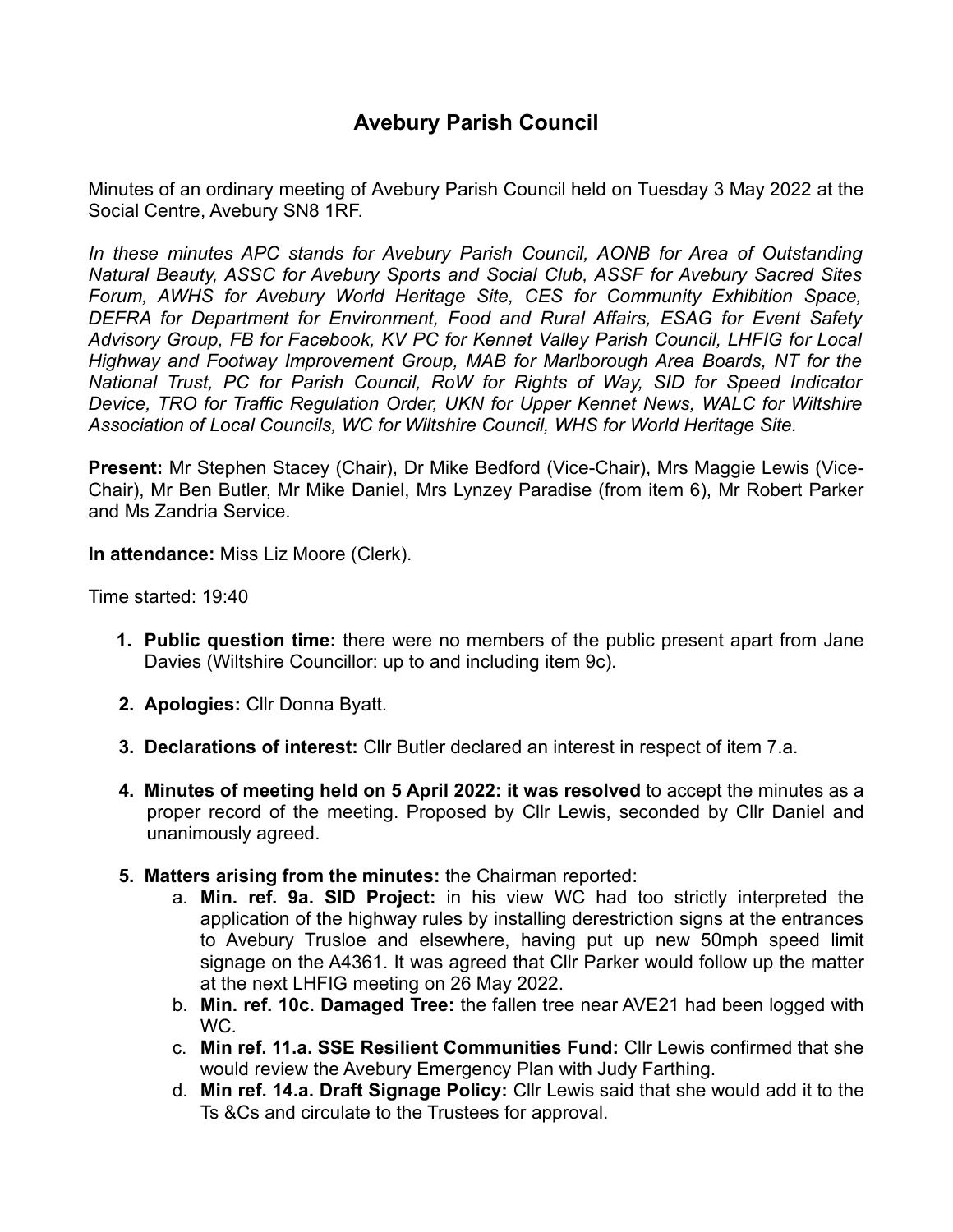# Avebury Parish Council

Minutes of an ordinary meeting of Avebury Parish Council held on Tuesday 3 May 2022 at the Social Centre, Avebury SN8 1RF.

*In these minutes APC stands for Avebury Parish Council, AONB for Area of Outstanding Natural Beauty, ASSC for Avebury Sports and Social Club, ASSF for Avebury Sacred Sites Forum, AWHS for Avebury World Heritage Site, CES for Community Exhibition Space, DEFRA for Department for Environment, Food and Rural Affairs, ESAG for Event Safety Advisory Group, FB for Facebook, KV PC for Kennet Valley Parish Council, LHFIG for Local Highway and Footway Improvement Group, MAB for Marlborough Area Boards, NT for the National Trust, PC for Parish Council, RoW for Rights of Way, SID for Speed Indicator Device, TRO for Traffic Regulation Order, UKN for Upper Kennet News, WALC for Wiltshire Association of Local Councils, WC for Wiltshire Council, WHS for World Heritage Site.*

**Present:** Mr Stephen Stacey (Chair), Dr Mike Bedford (Vice-Chair), Mrs Maggie Lewis (Vice-Chair), Mr Ben Butler, Mr Mike Daniel, Mrs Lynzey Paradise (from item 6), Mr Robert Parker and Ms Zandria Service.

**In attendance:** Miss Liz Moore (Clerk).

Time started: 19:40

1. **Public question time:** there were no members of the public present apart from Jane Davies (Wiltshire Councillor: up to and including item 9c).
2. **Apologies:** Cllr Donna Byatt.
3. **Declarations of interest:** Cllr Butler declared an interest in respect of item 7.a.
4. **Minutes of meeting held on 5 April 2022: it was resolved** to accept the minutes as a proper record of the meeting. Proposed by Cllr Lewis, seconded by Cllr Daniel and unanimously agreed.
5. **Matters arising from the minutes:** the Chairman reported:
    a. **Min. ref. 9a. SID Project:** in his view WC had too strictly interpreted the application of the highway rules by installing derestriction signs at the entrances to Avebury Trusloe and elsewhere, having put up new 50mph speed limit signage on the A4361. It was agreed that Cllr Parker would follow up the matter at the next LHFIG meeting on 26 May 2022.
    b. **Min. ref. 10c. Damaged Tree:** the fallen tree near AVE21 had been logged with WC.
    c. **Min ref. 11.a. SSE Resilient Communities Fund:** Cllr Lewis confirmed that she would review the Avebury Emergency Plan with Judy Farthing.
    d. **Min ref. 14.a. Draft Signage Policy:** Cllr Lewis said that she would add it to the Ts &Cs and circulate to the Trustees for approval.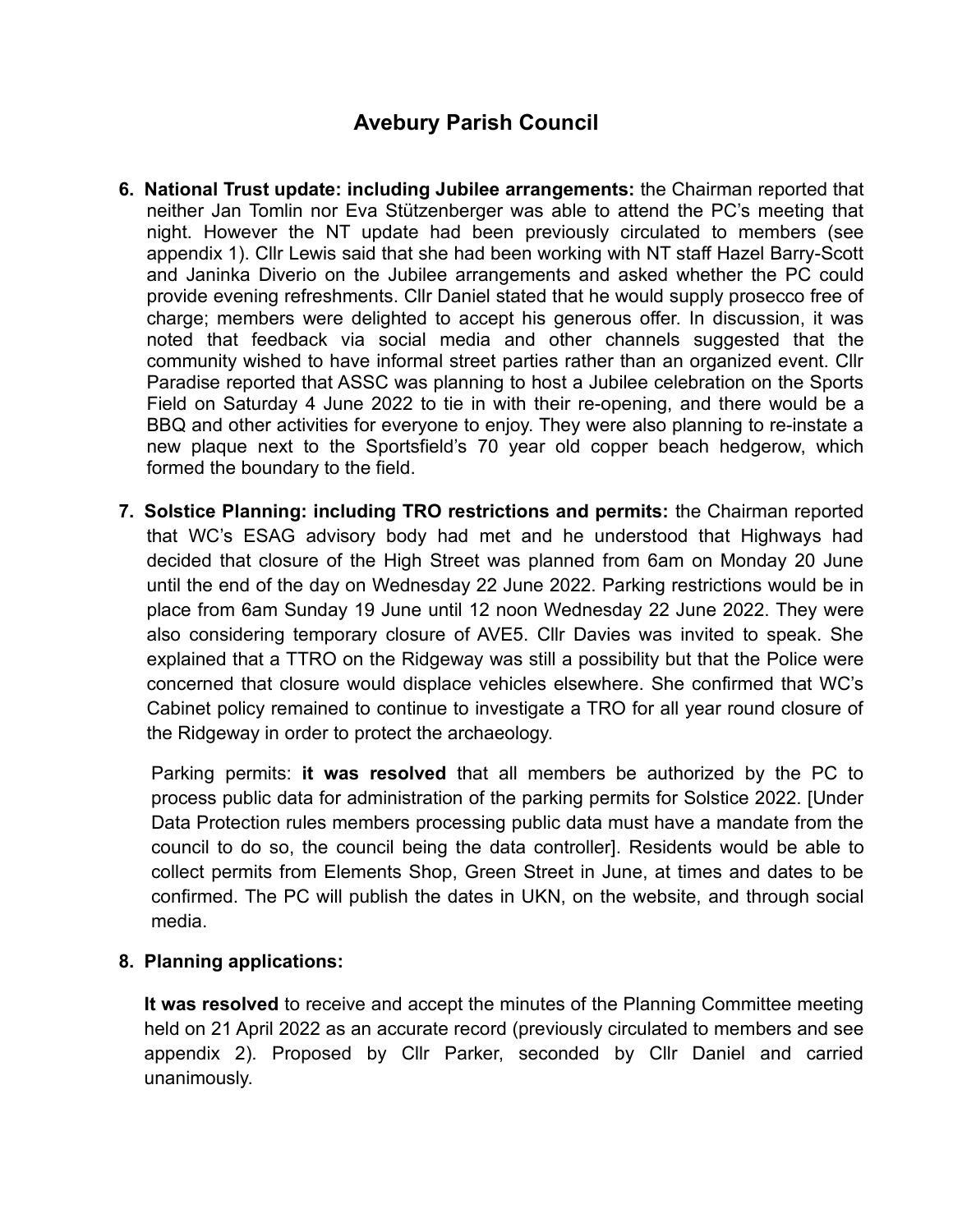# Avebury Parish Council

6. **National Trust update: including Jubilee arrangements:** the Chairman reported that neither Jan Tomlin nor Eva Stützenberger was able to attend the PC's meeting that night. However the NT update had been previously circulated to members (see appendix 1). Cllr Lewis said that she had been working with NT staff Hazel Barry-Scott and Janinka Diverio on the Jubilee arrangements and asked whether the PC could provide evening refreshments. Cllr Daniel stated that he would supply prosecco free of charge; members were delighted to accept his generous offer. In discussion, it was noted that feedback via social media and other channels suggested that the community wished to have informal street parties rather than an organized event. Cllr Paradise reported that ASSC was planning to host a Jubilee celebration on the Sports Field on Saturday 4 June 2022 to tie in with their re-opening, and there would be a BBQ and other activities for everyone to enjoy. They were also planning to re-instate a new plaque next to the Sportsfield's 70 year old copper beach hedgerow, which formed the boundary to the field.

7. **Solstice Planning: including TRO restrictions and permits:** the Chairman reported that WC's ESAG advisory body had met and he understood that Highways had decided that closure of the High Street was planned from 6am on Monday 20 June until the end of the day on Wednesday 22 June 2022. Parking restrictions would be in place from 6am Sunday 19 June until 12 noon Wednesday 22 June 2022. They were also considering temporary closure of AVE5. Cllr Davies was invited to speak. She explained that a TTRO on the Ridgeway was still a possibility but that the Police were concerned that closure would displace vehicles elsewhere. She confirmed that WC's Cabinet policy remained to continue to investigate a TRO for all year round closure of the Ridgeway in order to protect the archaeology.

   Parking permits: **it was resolved** that all members be authorized by the PC to process public data for administration of the parking permits for Solstice 2022. [Under Data Protection rules members processing public data must have a mandate from the council to do so, the council being the data controller]. Residents would be able to collect permits from Elements Shop, Green Street in June, at times and dates to be confirmed. The PC will publish the dates in UKN, on the website, and through social media.

8. **Planning applications:**

   **It was resolved** to receive and accept the minutes of the Planning Committee meeting held on 21 April 2022 as an accurate record (previously circulated to members and see appendix 2). Proposed by Cllr Parker, seconded by Cllr Daniel and carried unanimously.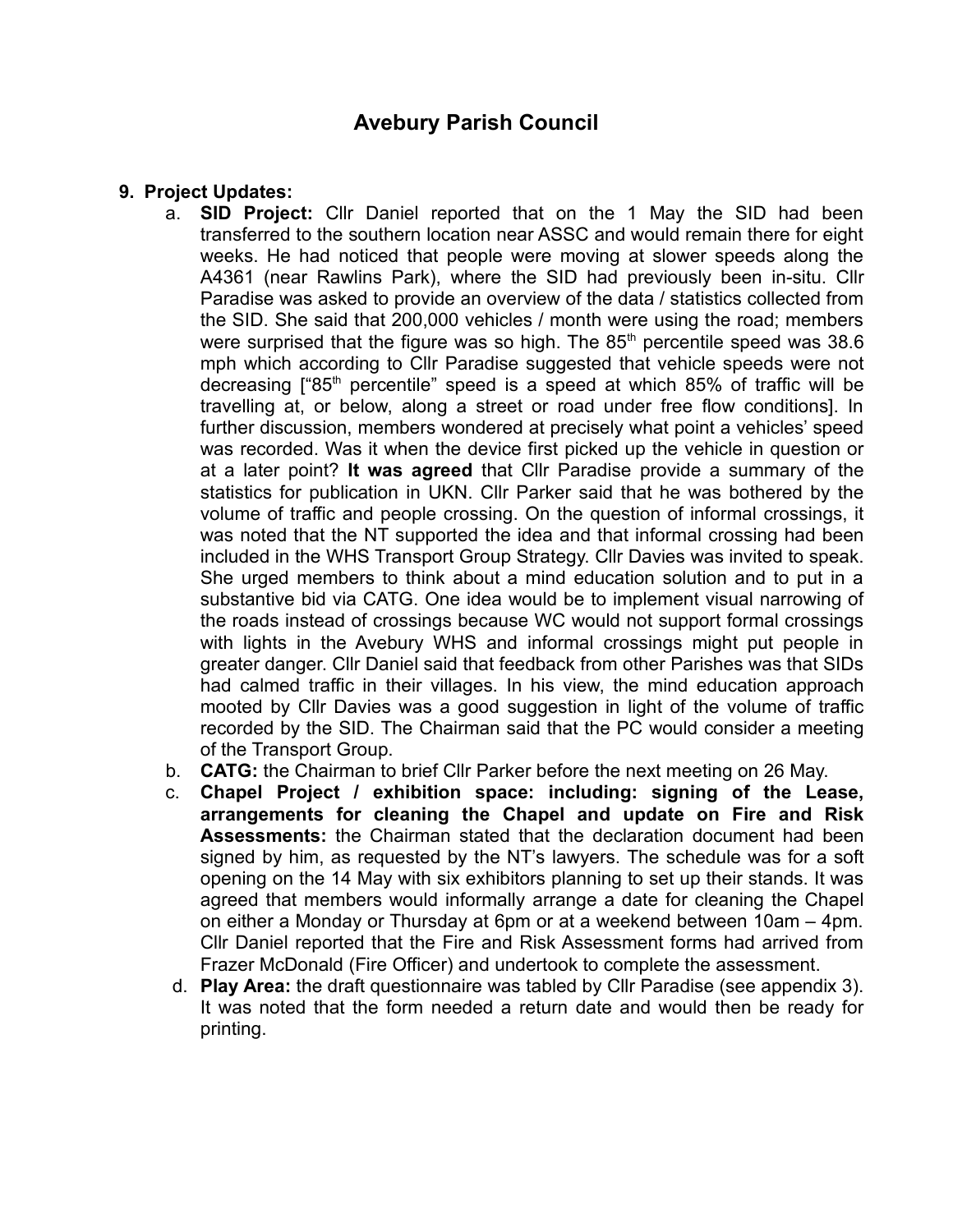# Avebury Parish Council

9. **Project Updates:**
   a. **SID Project:** Cllr Daniel reported that on the 1 May the SID had been transferred to the southern location near ASSC and would remain there for eight weeks. He had noticed that people were moving at slower speeds along the A4361 (near Rawlins Park), where the SID had previously been in-situ. Cllr Paradise was asked to provide an overview of the data / statistics collected from the SID. She said that 200,000 vehicles / month were using the road; members were surprised that the figure was so high. The 85th percentile speed was 38.6 mph which according to Cllr Paradise suggested that vehicle speeds were not decreasing ["85th percentile" speed is a speed at which 85% of traffic will be travelling at, or below, along a street or road under free flow conditions]. In further discussion, members wondered at precisely what point a vehicles' speed was recorded. Was it when the device first picked up the vehicle in question or at a later point? **It was agreed** that Cllr Paradise provide a summary of the statistics for publication in UKN. Cllr Parker said that he was bothered by the volume of traffic and people crossing. On the question of informal crossings, it was noted that the NT supported the idea and that informal crossing had been included in the WHS Transport Group Strategy. Cllr Davies was invited to speak. She urged members to think about a mind education solution and to put in a substantive bid via CATG. One idea would be to implement visual narrowing of the roads instead of crossings because WC would not support formal crossings with lights in the Avebury WHS and informal crossings might put people in greater danger. Cllr Daniel said that feedback from other Parishes was that SIDs had calmed traffic in their villages. In his view, the mind education approach mooted by Cllr Davies was a good suggestion in light of the volume of traffic recorded by the SID. The Chairman said that the PC would consider a meeting of the Transport Group.
   b. **CATG:** the Chairman to brief Cllr Parker before the next meeting on 26 May.
   c. **Chapel Project / exhibition space: including: signing of the Lease, arrangements for cleaning the Chapel and update on Fire and Risk Assessments:** the Chairman stated that the declaration document had been signed by him, as requested by the NT's lawyers. The schedule was for a soft opening on the 14 May with six exhibitors planning to set up their stands. It was agreed that members would informally arrange a date for cleaning the Chapel on either a Monday or Thursday at 6pm or at a weekend between 10am – 4pm. Cllr Daniel reported that the Fire and Risk Assessment forms had arrived from Frazer McDonald (Fire Officer) and undertook to complete the assessment.
   d. **Play Area:** the draft questionnaire was tabled by Cllr Paradise (see appendix 3). It was noted that the form needed a return date and would then be ready for printing.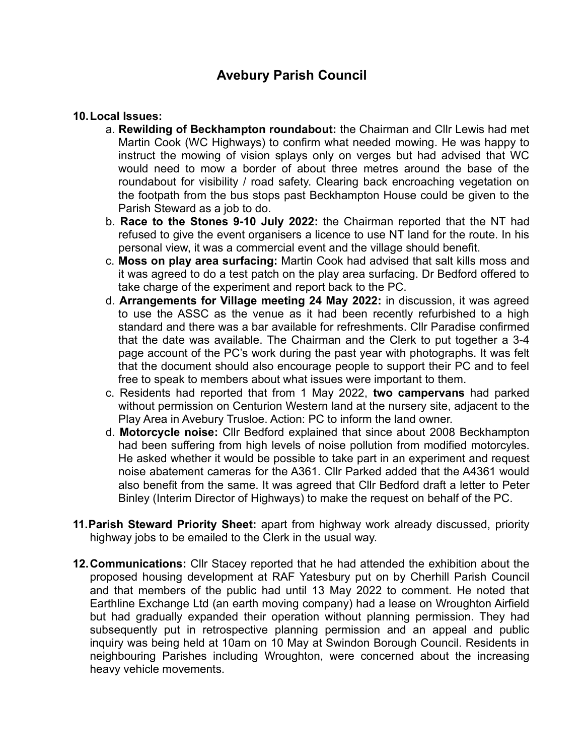# Avebury Parish Council

10. **Local Issues:**
    a. **Rewilding of Beckhampton roundabout:** the Chairman and Cllr Lewis had met Martin Cook (WC Highways) to confirm what needed mowing. He was happy to instruct the mowing of vision splays only on verges but had advised that WC would need to mow a border of about three metres around the base of the roundabout for visibility / road safety. Clearing back encroaching vegetation on the footpath from the bus stops past Beckhampton House could be given to the Parish Steward as a job to do.
    b. **Race to the Stones 9-10 July 2022:** the Chairman reported that the NT had refused to give the event organisers a licence to use NT land for the route. In his personal view, it was a commercial event and the village should benefit.
    c. **Moss on play area surfacing:** Martin Cook had advised that salt kills moss and it was agreed to do a test patch on the play area surfacing. Dr Bedford offered to take charge of the experiment and report back to the PC.
    d. **Arrangements for Village meeting 24 May 2022:** in discussion, it was agreed to use the ASSC as the venue as it had been recently refurbished to a high standard and there was a bar available for refreshments. Cllr Paradise confirmed that the date was available. The Chairman and the Clerk to put together a 3-4 page account of the PC's work during the past year with photographs. It was felt that the document should also encourage people to support their PC and to feel free to speak to members about what issues were important to them.
    c. Residents had reported that from 1 May 2022, **two campervans** had parked without permission on Centurion Western land at the nursery site, adjacent to the Play Area in Avebury Trusloe. Action: PC to inform the land owner.
    d. **Motorcycle noise:** Cllr Bedford explained that since about 2008 Beckhampton had been suffering from high levels of noise pollution from modified motorcyles. He asked whether it would be possible to take part in an experiment and request noise abatement cameras for the A361. Cllr Parked added that the A4361 would also benefit from the same. It was agreed that Cllr Bedford draft a letter to Peter Binley (Interim Director of Highways) to make the request on behalf of the PC.

11. **Parish Steward Priority Sheet:** apart from highway work already discussed, priority highway jobs to be emailed to the Clerk in the usual way.

12. **Communications:** Cllr Stacey reported that he had attended the exhibition about the proposed housing development at RAF Yatesbury put on by Cherhill Parish Council and that members of the public had until 13 May 2022 to comment. He noted that Earthline Exchange Ltd (an earth moving company) had a lease on Wroughton Airfield but had gradually expanded their operation without planning permission. They had subsequently put in retrospective planning permission and an appeal and public inquiry was being held at 10am on 10 May at Swindon Borough Council. Residents in neighbouring Parishes including Wroughton, were concerned about the increasing heavy vehicle movements.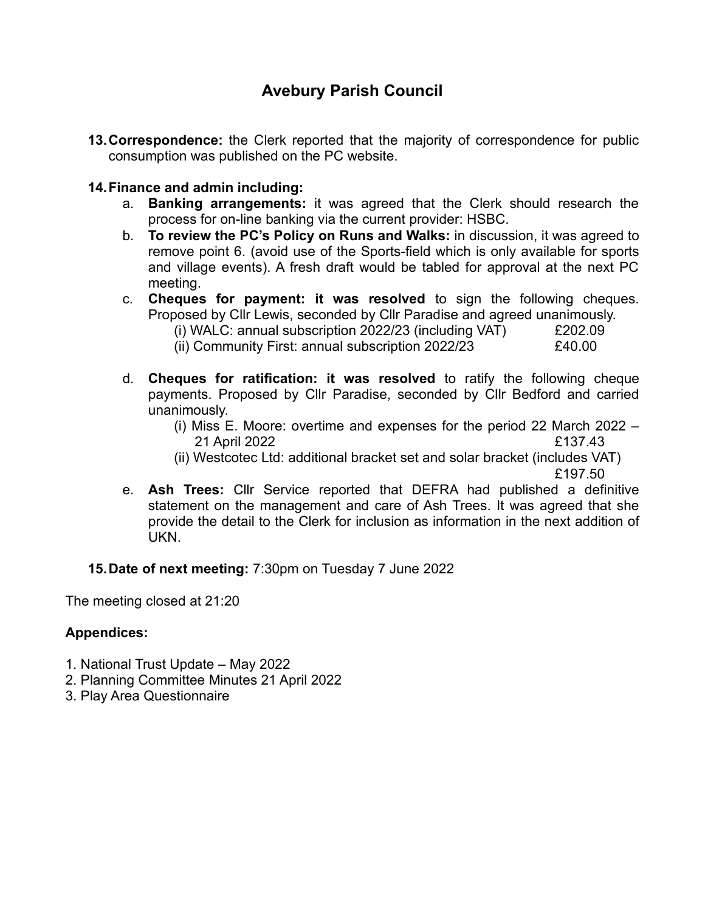# Avebury Parish Council

13. **Correspondence:** the Clerk reported that the majority of correspondence for public consumption was published on the PC website.

14. **Finance and admin including:**
    a. **Banking arrangements:** it was agreed that the Clerk should research the process for on-line banking via the current provider: HSBC.
    b. **To review the PC's Policy on Runs and Walks:** in discussion, it was agreed to remove point 6. (avoid use of the Sports-field which is only available for sports and village events). A fresh draft would be tabled for approval at the next PC meeting.
    c. **Cheques for payment: it was resolved** to sign the following cheques. Proposed by Cllr Lewis, seconded by Cllr Paradise and agreed unanimously.
       (i) WALC: annual subscription 2022/23 (including VAT) £202.09
       (ii) Community First: annual subscription 2022/23 £40.00
    d. **Cheques for ratification: it was resolved** to ratify the following cheque payments. Proposed by Cllr Paradise, seconded by Cllr Bedford and carried unanimously.
       (i) Miss E. Moore: overtime and expenses for the period 22 March 2022 – 21 April 2022 £137.43
       (ii) Westcotec Ltd: additional bracket set and solar bracket (includes VAT) £197.50
    e. **Ash Trees:** Cllr Service reported that DEFRA had published a definitive statement on the management and care of Ash Trees. It was agreed that she provide the detail to the Clerk for inclusion as information in the next addition of UKN.

15. **Date of next meeting:** 7:30pm on Tuesday 7 June 2022

The meeting closed at 21:20

**Appendices:**

1. National Trust Update – May 2022
2. Planning Committee Minutes 21 April 2022
3. Play Area Questionnaire